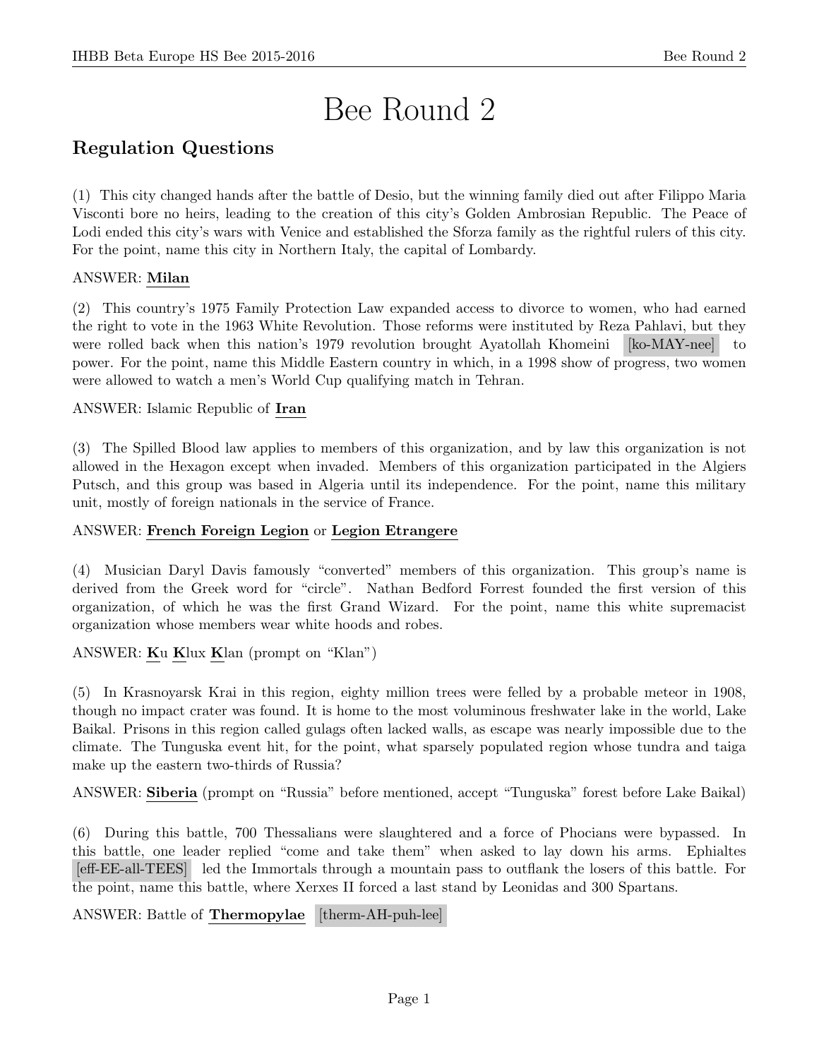# Bee Round 2

## Regulation Questions

(1) This city changed hands after the battle of Desio, but the winning family died out after Filippo Maria Visconti bore no heirs, leading to the creation of this city's Golden Ambrosian Republic. The Peace of Lodi ended this city's wars with Venice and established the Sforza family as the rightful rulers of this city. For the point, name this city in Northern Italy, the capital of Lombardy.

ANSWER: **Milan**

(2) This country's 1975 Family Protection Law expanded access to divorce to women, who had earned the right to vote in the 1963 White Revolution. Those reforms were instituted by Reza Pahlavi, but they were rolled back when this nation's 1979 revolution brought Ayatollah Khomeini [ko-MAY-nee] to power. For the point, name this Middle Eastern country in which, in a 1998 show of progress, two women were allowed to watch a men's World Cup qualifying match in Tehran.

ANSWER: Islamic Republic of **Iran**

(3) The Spilled Blood law applies to members of this organization, and by law this organization is not allowed in the Hexagon except when invaded. Members of this organization participated in the Algiers Putsch, and this group was based in Algeria until its independence. For the point, name this military unit, mostly of foreign nationals in the service of France.

ANSWER: **French Foreign Legion** or **Legion Etrangere**

(4) Musician Daryl Davis famously "converted" members of this organization. This group's name is derived from the Greek word for "circle". Nathan Bedford Forrest founded the first version of this organization, of which he was the first Grand Wizard. For the point, name this white supremacist organization whose members wear white hoods and robes.

ANSWER: **K**u **K**lux **K**lan (prompt on "Klan")

(5) In Krasnoyarsk Krai in this region, eighty million trees were felled by a probable meteor in 1908, though no impact crater was found. It is home to the most voluminous freshwater lake in the world, Lake Baikal. Prisons in this region called gulags often lacked walls, as escape was nearly impossible due to the climate. The Tunguska event hit, for the point, what sparsely populated region whose tundra and taiga make up the eastern two-thirds of Russia?

ANSWER: **Siberia** (prompt on "Russia" before mentioned, accept "Tunguska" forest before Lake Baikal)

(6) During this battle, 700 Thessalians were slaughtered and a force of Phocians were bypassed. In this battle, one leader replied "come and take them" when asked to lay down his arms. Ephialtes [eff-EE-all-TEES] led the Immortals through a mountain pass to outflank the losers of this battle. For the point, name this battle, where Xerxes II forced a last stand by Leonidas and 300 Spartans.

ANSWER: Battle of **Thermopylae** [therm-AH-puh-lee]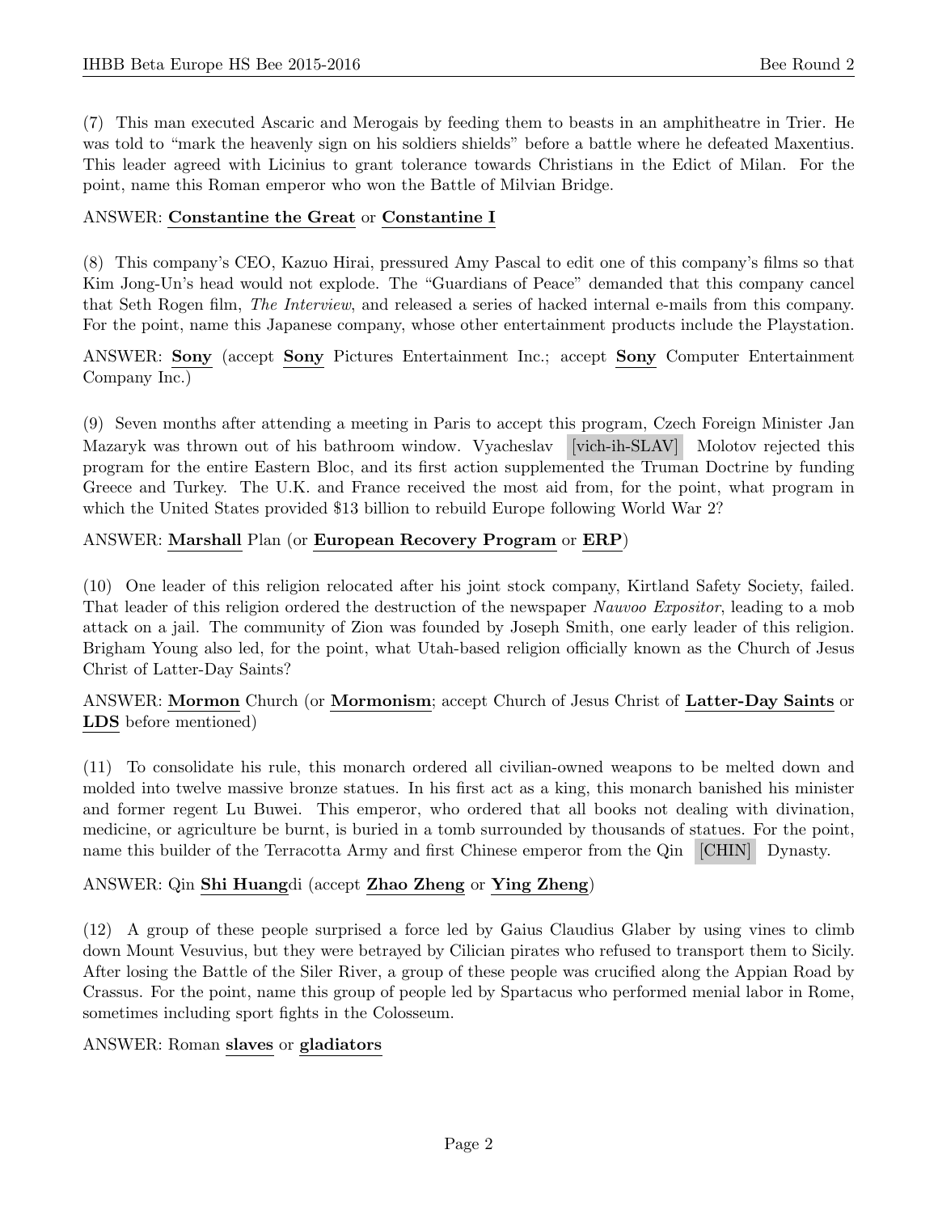(7) This man executed Ascaric and Merogais by feeding them to beasts in an amphitheatre in Trier. He was told to "mark the heavenly sign on his soldiers shields" before a battle where he defeated Maxentius. This leader agreed with Licinius to grant tolerance towards Christians in the Edict of Milan. For the point, name this Roman emperor who won the Battle of Milvian Bridge.

ANSWER: **Constantine the Great** or **Constantine I**

(8) This company's CEO, Kazuo Hirai, pressured Amy Pascal to edit one of this company's films so that Kim Jong-Un's head would not explode. The "Guardians of Peace" demanded that this company cancel that Seth Rogen film, *The Interview*, and released a series of hacked internal e-mails from this company. For the point, name this Japanese company, whose other entertainment products include the Playstation.

ANSWER: **Sony** (accept **Sony** Pictures Entertainment Inc.; accept **Sony** Computer Entertainment Company Inc.)

(9) Seven months after attending a meeting in Paris to accept this program, Czech Foreign Minister Jan Mazaryk was thrown out of his bathroom window. Vyacheslav [vich-ih-SLAV] Molotov rejected this program for the entire Eastern Bloc, and its first action supplemented the Truman Doctrine by funding Greece and Turkey. The U.K. and France received the most aid from, for the point, what program in which the United States provided $13 billion to rebuild Europe following World War 2?

ANSWER: **Marshall** Plan (or **European Recovery Program** or **ERP**)

(10) One leader of this religion relocated after his joint stock company, Kirtland Safety Society, failed. That leader of this religion ordered the destruction of the newspaper *Nauvoo Expositor*, leading to a mob attack on a jail. The community of Zion was founded by Joseph Smith, one early leader of this religion. Brigham Young also led, for the point, what Utah-based religion officially known as the Church of Jesus Christ of Latter-Day Saints?

ANSWER: **Mormon** Church (or **Mormonism**; accept Church of Jesus Christ of **Latter-Day Saints** or **LDS** before mentioned)

(11) To consolidate his rule, this monarch ordered all civilian-owned weapons to be melted down and molded into twelve massive bronze statues. In his first act as a king, this monarch banished his minister and former regent Lu Buwei. This emperor, who ordered that all books not dealing with divination, medicine, or agriculture be burnt, is buried in a tomb surrounded by thousands of statues. For the point, name this builder of the Terracotta Army and first Chinese emperor from the Qin [CHIN] Dynasty.

ANSWER: Qin **Shi Huang**di (accept **Zhao Zheng** or **Ying Zheng**)

(12) A group of these people surprised a force led by Gaius Claudius Glaber by using vines to climb down Mount Vesuvius, but they were betrayed by Cilician pirates who refused to transport them to Sicily. After losing the Battle of the Siler River, a group of these people was crucified along the Appian Road by Crassus. For the point, name this group of people led by Spartacus who performed menial labor in Rome, sometimes including sport fights in the Colosseum.

ANSWER: Roman **slaves** or **gladiators**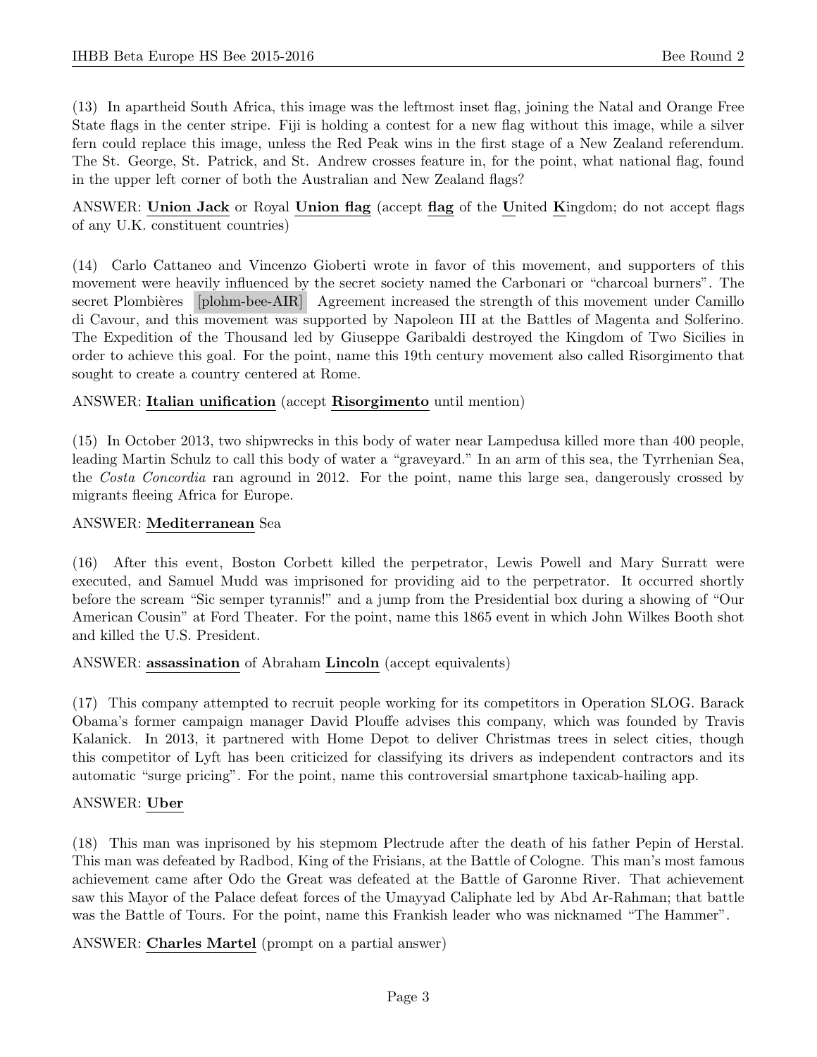(13) In apartheid South Africa, this image was the leftmost inset flag, joining the Natal and Orange Free State flags in the center stripe. Fiji is holding a contest for a new flag without this image, while a silver fern could replace this image, unless the Red Peak wins in the first stage of a New Zealand referendum. The St. George, St. Patrick, and St. Andrew crosses feature in, for the point, what national flag, found in the upper left corner of both the Australian and New Zealand flags?

ANSWER: **Union Jack** or Royal **Union flag** (accept **flag** of the **U**nited **K**ingdom; do not accept flags of any U.K. constituent countries)

(14) Carlo Cattaneo and Vincenzo Gioberti wrote in favor of this movement, and supporters of this movement were heavily influenced by the secret society named the Carbonari or "charcoal burners". The secret Plombières [plohm-bee-AIR] Agreement increased the strength of this movement under Camillo di Cavour, and this movement was supported by Napoleon III at the Battles of Magenta and Solferino. The Expedition of the Thousand led by Giuseppe Garibaldi destroyed the Kingdom of Two Sicilies in order to achieve this goal. For the point, name this 19th century movement also called Risorgimento that sought to create a country centered at Rome.

ANSWER: **Italian unification** (accept **Risorgimento** until mention)

(15) In October 2013, two shipwrecks in this body of water near Lampedusa killed more than 400 people, leading Martin Schulz to call this body of water a "graveyard." In an arm of this sea, the Tyrrhenian Sea, the *Costa Concordia* ran aground in 2012. For the point, name this large sea, dangerously crossed by migrants fleeing Africa for Europe.

ANSWER: **Mediterranean** Sea

(16) After this event, Boston Corbett killed the perpetrator, Lewis Powell and Mary Surratt were executed, and Samuel Mudd was imprisoned for providing aid to the perpetrator. It occurred shortly before the scream "Sic semper tyrannis!" and a jump from the Presidential box during a showing of "Our American Cousin" at Ford Theater. For the point, name this 1865 event in which John Wilkes Booth shot and killed the U.S. President.

ANSWER: **assassination** of Abraham **Lincoln** (accept equivalents)

(17) This company attempted to recruit people working for its competitors in Operation SLOG. Barack Obama's former campaign manager David Plouffe advises this company, which was founded by Travis Kalanick. In 2013, it partnered with Home Depot to deliver Christmas trees in select cities, though this competitor of Lyft has been criticized for classifying its drivers as independent contractors and its automatic "surge pricing". For the point, name this controversial smartphone taxicab-hailing app.

ANSWER: **Uber**

(18) This man was inprisoned by his stepmom Plectrude after the death of his father Pepin of Herstal. This man was defeated by Radbod, King of the Frisians, at the Battle of Cologne. This man's most famous achievement came after Odo the Great was defeated at the Battle of Garonne River. That achievement saw this Mayor of the Palace defeat forces of the Umayyad Caliphate led by Abd Ar-Rahman; that battle was the Battle of Tours. For the point, name this Frankish leader who was nicknamed "The Hammer".

ANSWER: **Charles Martel** (prompt on a partial answer)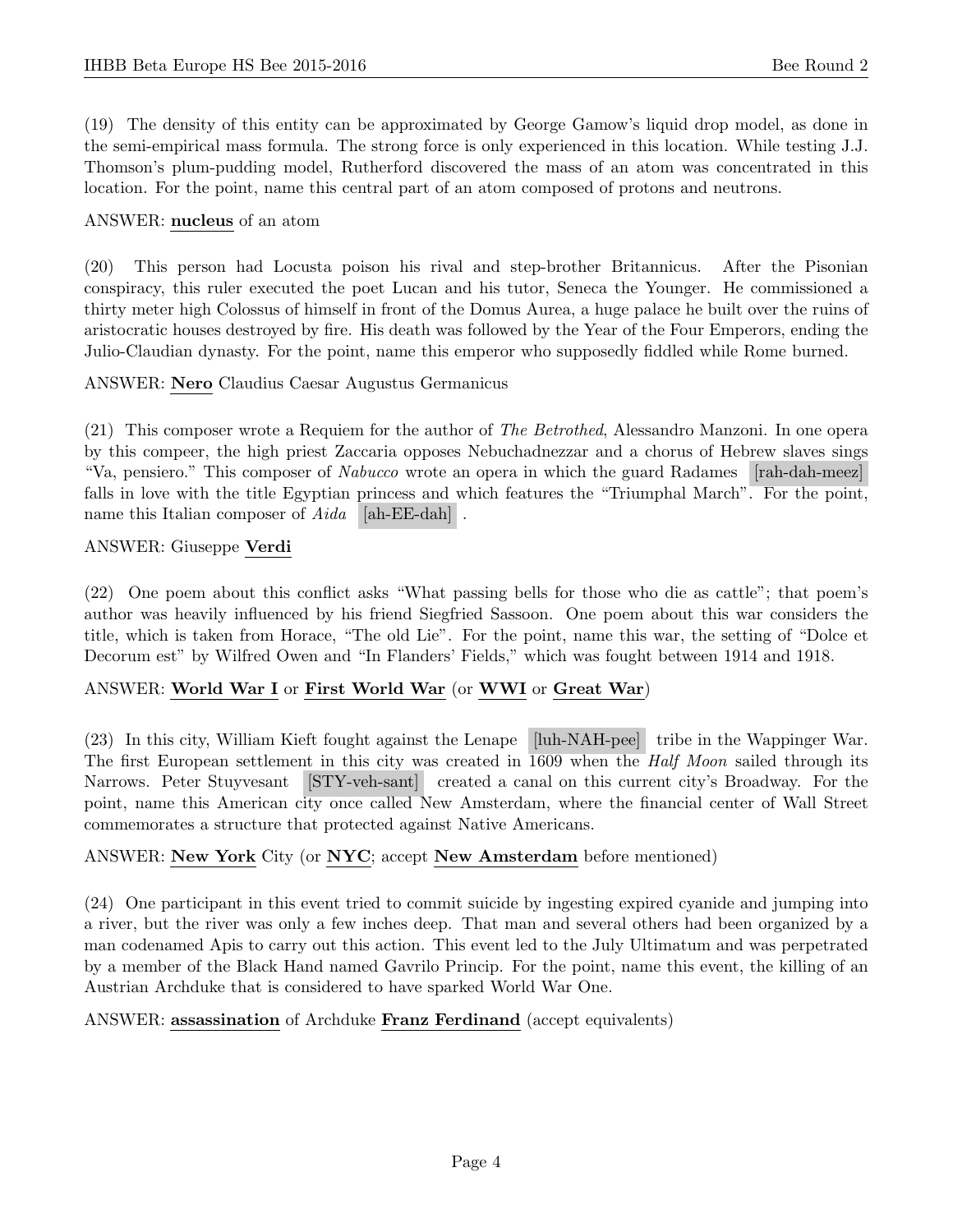(19) The density of this entity can be approximated by George Gamow's liquid drop model, as done in the semi-empirical mass formula. The strong force is only experienced in this location. While testing J.J. Thomson's plum-pudding model, Rutherford discovered the mass of an atom was concentrated in this location. For the point, name this central part of an atom composed of protons and neutrons.

ANSWER: **nucleus** of an atom

(20) This person had Locusta poison his rival and step-brother Britannicus. After the Pisonian conspiracy, this ruler executed the poet Lucan and his tutor, Seneca the Younger. He commissioned a thirty meter high Colossus of himself in front of the Domus Aurea, a huge palace he built over the ruins of aristocratic houses destroyed by fire. His death was followed by the Year of the Four Emperors, ending the Julio-Claudian dynasty. For the point, name this emperor who supposedly fiddled while Rome burned.

ANSWER: **Nero** Claudius Caesar Augustus Germanicus

(21) This composer wrote a Requiem for the author of *The Betrothed*, Alessandro Manzoni. In one opera by this compeer, the high priest Zaccaria opposes Nebuchadnezzar and a chorus of Hebrew slaves sings "Va, pensiero." This composer of *Nabucco* wrote an opera in which the guard Radames [rah-dah-meez] falls in love with the title Egyptian princess and which features the "Triumphal March". For the point, name this Italian composer of *Aida* [ah-EE-dah].

ANSWER: Giuseppe **Verdi**

(22) One poem about this conflict asks "What passing bells for those who die as cattle"; that poem's author was heavily influenced by his friend Siegfried Sassoon. One poem about this war considers the title, which is taken from Horace, "The old Lie". For the point, name this war, the setting of "Dolce et Decorum est" by Wilfred Owen and "In Flanders' Fields," which was fought between 1914 and 1918.

ANSWER: **World War I** or **First World War** (or **WWI** or **Great War**)

(23) In this city, William Kieft fought against the Lenape [luh-NAH-pee] tribe in the Wappinger War. The first European settlement in this city was created in 1609 when the *Half Moon* sailed through its Narrows. Peter Stuyvesant [STY-veh-sant] created a canal on this current city's Broadway. For the point, name this American city once called New Amsterdam, where the financial center of Wall Street commemorates a structure that protected against Native Americans.

ANSWER: **New York** City (or **NYC**; accept **New Amsterdam** before mentioned)

(24) One participant in this event tried to commit suicide by ingesting expired cyanide and jumping into a river, but the river was only a few inches deep. That man and several others had been organized by a man codenamed Apis to carry out this action. This event led to the July Ultimatum and was perpetrated by a member of the Black Hand named Gavrilo Princip. For the point, name this event, the killing of an Austrian Archduke that is considered to have sparked World War One.

ANSWER: **assassination** of Archduke **Franz Ferdinand** (accept equivalents)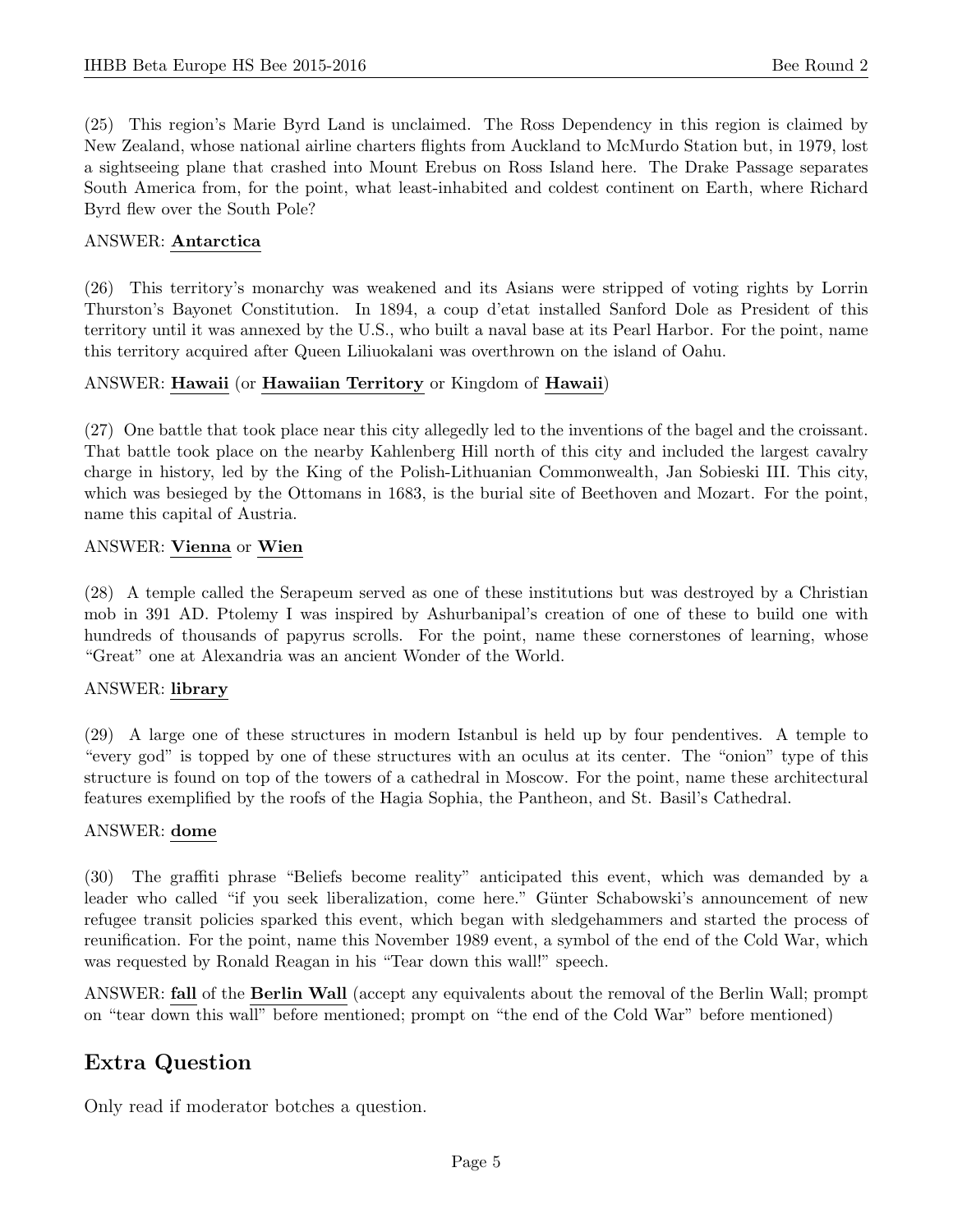(25) This region's Marie Byrd Land is unclaimed. The Ross Dependency in this region is claimed by New Zealand, whose national airline charters flights from Auckland to McMurdo Station but, in 1979, lost a sightseeing plane that crashed into Mount Erebus on Ross Island here. The Drake Passage separates South America from, for the point, what least-inhabited and coldest continent on Earth, where Richard Byrd flew over the South Pole?

ANSWER: **Antarctica**

(26) This territory's monarchy was weakened and its Asians were stripped of voting rights by Lorrin Thurston's Bayonet Constitution. In 1894, a coup d'etat installed Sanford Dole as President of this territory until it was annexed by the U.S., who built a naval base at its Pearl Harbor. For the point, name this territory acquired after Queen Liliuokalani was overthrown on the island of Oahu.

ANSWER: **Hawaii** (or **Hawaiian Territory** or Kingdom of **Hawaii**)

(27) One battle that took place near this city allegedly led to the inventions of the bagel and the croissant. That battle took place on the nearby Kahlenberg Hill north of this city and included the largest cavalry charge in history, led by the King of the Polish-Lithuanian Commonwealth, Jan Sobieski III. This city, which was besieged by the Ottomans in 1683, is the burial site of Beethoven and Mozart. For the point, name this capital of Austria.

ANSWER: **Vienna** or **Wien**

(28) A temple called the Serapeum served as one of these institutions but was destroyed by a Christian mob in 391 AD. Ptolemy I was inspired by Ashurbanipal's creation of one of these to build one with hundreds of thousands of papyrus scrolls. For the point, name these cornerstones of learning, whose "Great" one at Alexandria was an ancient Wonder of the World.

ANSWER: **library**

(29) A large one of these structures in modern Istanbul is held up by four pendentives. A temple to "every god" is topped by one of these structures with an oculus at its center. The "onion" type of this structure is found on top of the towers of a cathedral in Moscow. For the point, name these architectural features exemplified by the roofs of the Hagia Sophia, the Pantheon, and St. Basil's Cathedral.

ANSWER: **dome**

(30) The graffiti phrase "Beliefs become reality" anticipated this event, which was demanded by a leader who called "if you seek liberalization, come here." Günter Schabowski's announcement of new refugee transit policies sparked this event, which began with sledgehammers and started the process of reunification. For the point, name this November 1989 event, a symbol of the end of the Cold War, which was requested by Ronald Reagan in his "Tear down this wall!" speech.

ANSWER: **fall** of the **Berlin Wall** (accept any equivalents about the removal of the Berlin Wall; prompt on "tear down this wall" before mentioned; prompt on "the end of the Cold War" before mentioned)

## Extra Question

Only read if moderator botches a question.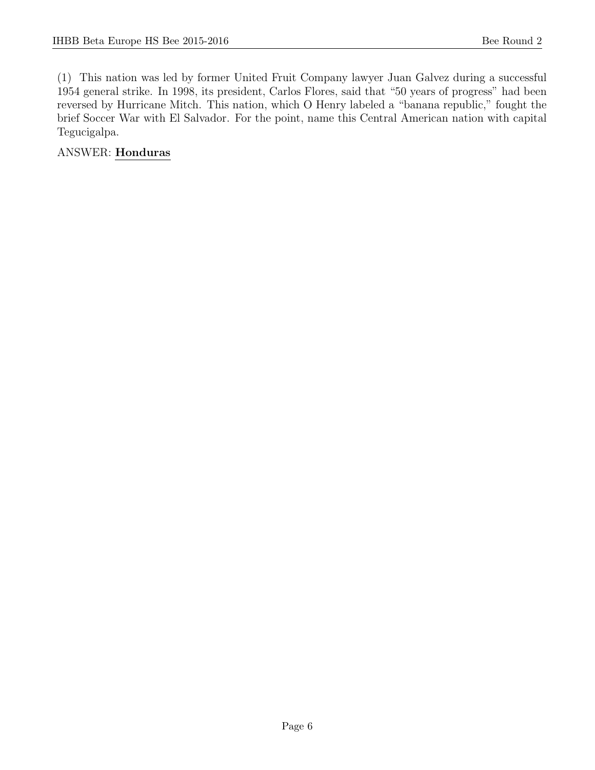(1) This nation was led by former United Fruit Company lawyer Juan Galvez during a successful 1954 general strike. In 1998, its president, Carlos Flores, said that "50 years of progress" had been reversed by Hurricane Mitch. This nation, which O Henry labeled a "banana republic," fought the brief Soccer War with El Salvador. For the point, name this Central American nation with capital Tegucigalpa.

ANSWER: **Honduras**